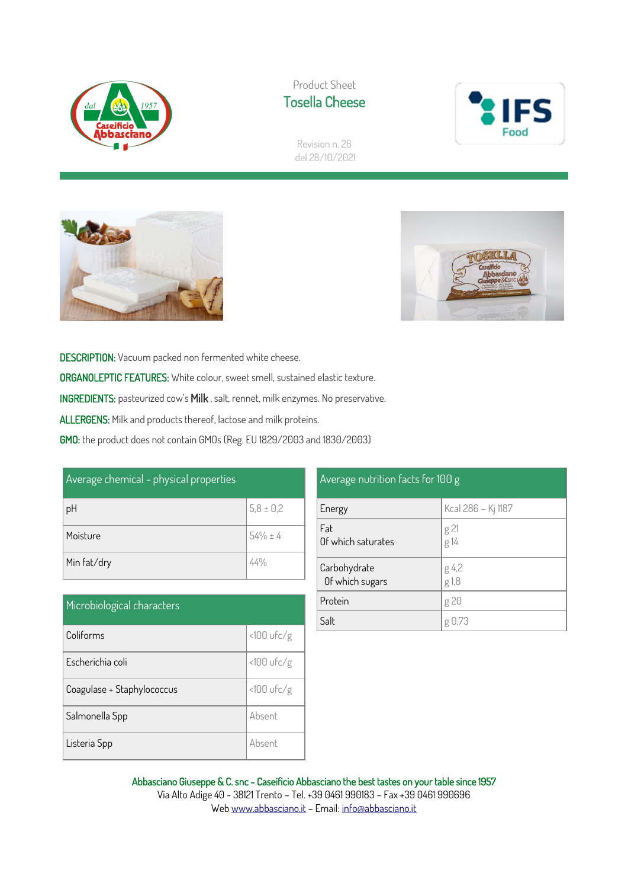Product Sheet

# Tosella Cheese

Revision n. 28
del 28/10/2021

**DESCRIPTION:** Vacuum packed non fermented white cheese.

**ORGANOLEPTIC FEATURES:** White colour, sweet smell, sustained elastic texture.

**INGREDIENTS:** pasteurized cow's **Milk**, salt, rennet, milk enzymes. No preservative.

**ALLERGENS:** Milk and products thereof, lactose and milk proteins.

**GMO:** the product does not contain GMOs (Reg. EU 1829/2003 and 1830/2003)

| Average chemical - physical properties | |
|---|---|
| pH | 5,8 ± 0,2 |
| Moisture | 54% ± 4 |
| Min fat/dry | 44% |

| Microbiological characters | |
|---|---|
| Coliforms | <100 ufc/g |
| Escherichia coli | <100 ufc/g |
| Coagulase + Staphylococcus | <100 ufc/g |
| Salmonella Spp | Absent |
| Listeria Spp | Absent |

| Average nutrition facts for 100 g | |
|---|---|
| Energy | Kcal 286 – Kj 1187 |
| Fat<br>Of which saturates | g 21<br>g 14 |
| Carbohydrate<br>Of which sugars | g 4,2<br>g 1,8 |
| Protein | g 20 |
| Salt | g 0,73 |

**Abbasciano Giuseppe & C. snc – Caseificio Abbasciano the best tastes on your table since 1957**
Via Alto Adige 40 - 38121 Trento – Tel. +39 0461 990183 – Fax +39 0461 990696
Web www.abbasciano.it – Email: info@abbasciano.it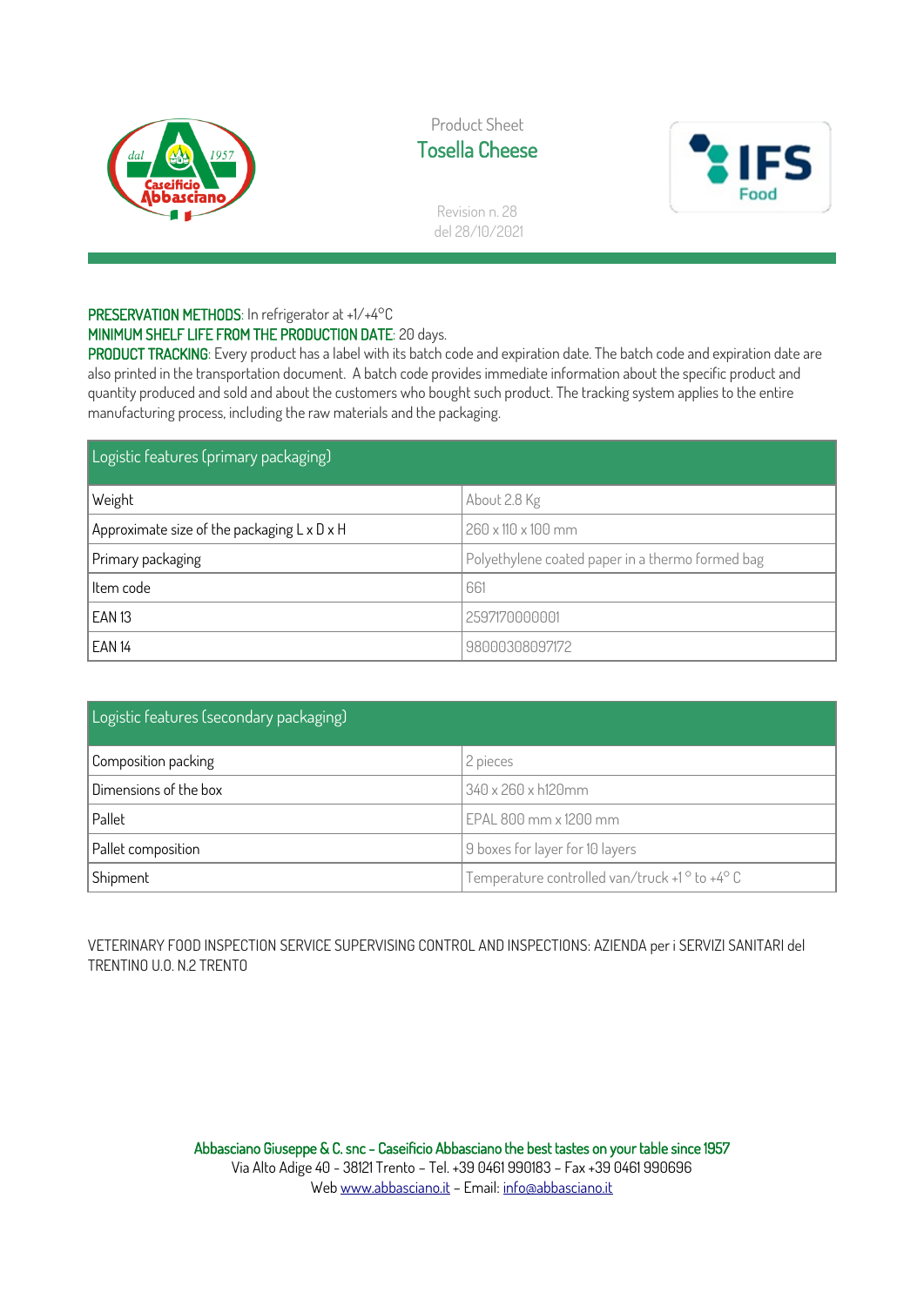Product Sheet

# Tosella Cheese

Revision n. 28
del 28/10/2021

**PRESERVATION METHODS**: In refrigerator at +1/+4°C
**MINIMUM SHELF LIFE FROM THE PRODUCTION DATE**: 20 days.
**PRODUCT TRACKING**: Every product has a label with its batch code and expiration date. The batch code and expiration date are also printed in the transportation document. A batch code provides immediate information about the specific product and quantity produced and sold and about the customers who bought such product. The tracking system applies to the entire manufacturing process, including the raw materials and the packaging.

| Logistic features (primary packaging) | |
|---|---|
| Weight | About 2.8 Kg |
| Approximate size of the packaging L x D x H | 260 x 110 x 100 mm |
| Primary packaging | Polyethylene coated paper in a thermo formed bag |
| Item code | 661 |
| EAN 13 | 2597170000001 |
| EAN 14 | 98000308097172 |

| Logistic features (secondary packaging) | |
|---|---|
| Composition packing | 2 pieces |
| Dimensions of the box | 340 x 260 x h120mm |
| Pallet | EPAL 800 mm x 1200 mm |
| Pallet composition | 9 boxes for layer for 10 layers |
| Shipment | Temperature controlled van/truck +1 ° to +4° C |

VETERINARY FOOD INSPECTION SERVICE SUPERVISING CONTROL AND INSPECTIONS: AZIENDA per i SERVIZI SANITARI del TRENTINO U.O. N.2 TRENTO

**Abbasciano Giuseppe & C. snc – Caseificio Abbasciano the best tastes on your table since 1957**
Via Alto Adige 40 - 38121 Trento – Tel. +39 0461 990183 – Fax +39 0461 990696
Web www.abbasciano.it – Email: info@abbasciano.it